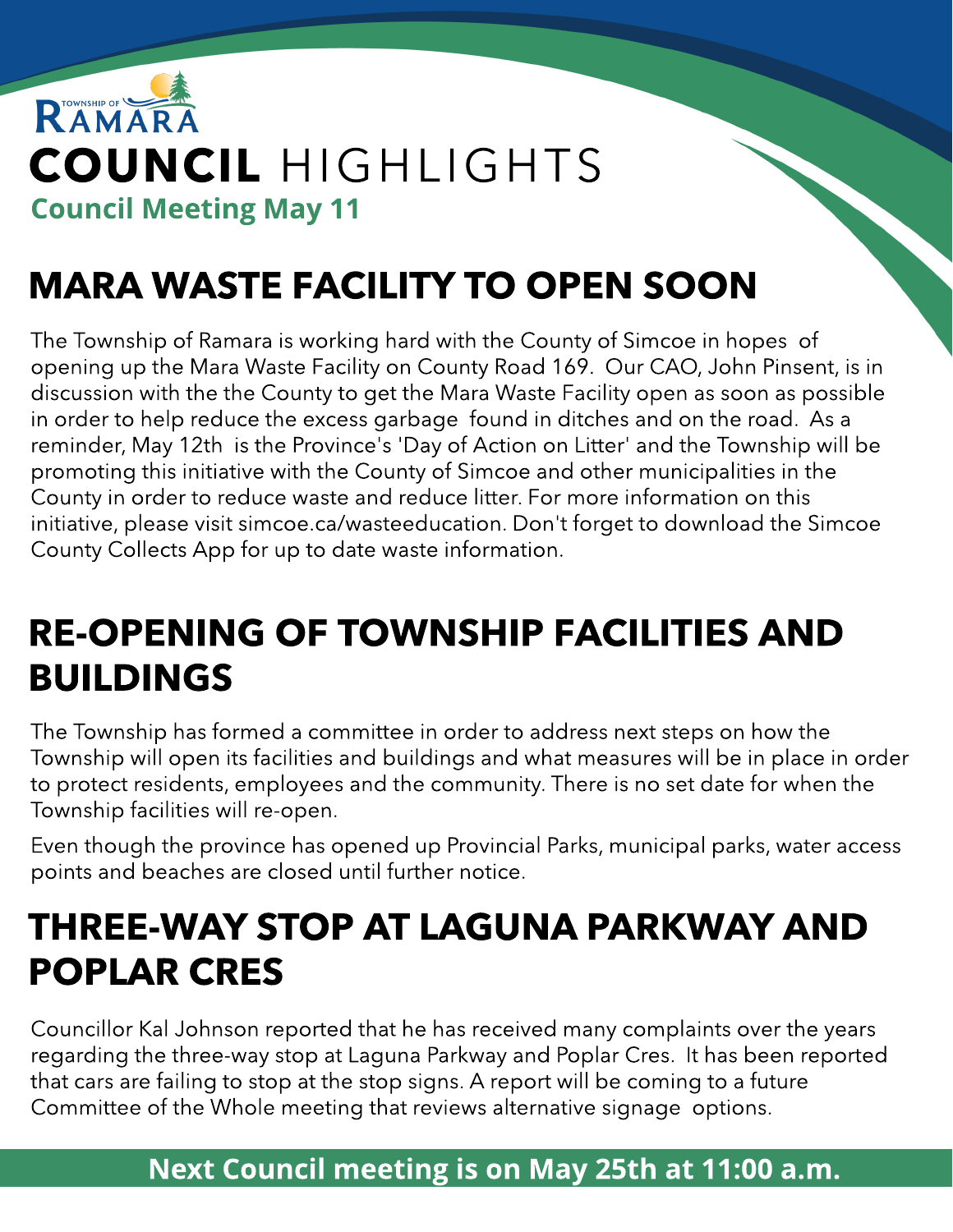TOWNSHIP OF RAMARA

# COUNCIL HIGHLIGHTS

**Council Meeting May 11**

## MARA WASTE FACILITY TO OPEN SOON

The Township of Ramara is working hard with the County of Simcoe in hopes of opening up the Mara Waste Facility on County Road 169. Our CAO, John Pinsent, is in discussion with the the County to get the Mara Waste Facility open as soon as possible in order to help reduce the excess garbage found in ditches and on the road. As a reminder, May 12th is the Province's 'Day of Action on Litter' and the Township will be promoting this initiative with the County of Simcoe and other municipalities in the County in order to reduce waste and reduce litter. For more information on this initiative, please visit simcoe.ca/wasteeducation. Don't forget to download the Simcoe County Collects App for up to date waste information.

## RE-OPENING OF TOWNSHIP FACILITIES AND BUILDINGS

The Township has formed a committee in order to address next steps on how the Township will open its facilities and buildings and what measures will be in place in order to protect residents, employees and the community. There is no set date for when the Township facilities will re-open.

Even though the province has opened up Provincial Parks, municipal parks, water access points and beaches are closed until further notice.

## THREE-WAY STOP AT LAGUNA PARKWAY AND POPLAR CRES

Councillor Kal Johnson reported that he has received many complaints over the years regarding the three-way stop at Laguna Parkway and Poplar Cres. It has been reported that cars are failing to stop at the stop signs. A report will be coming to a future Committee of the Whole meeting that reviews alternative signage options.

**Next Council meeting is on May 25th at 11:00 a.m.**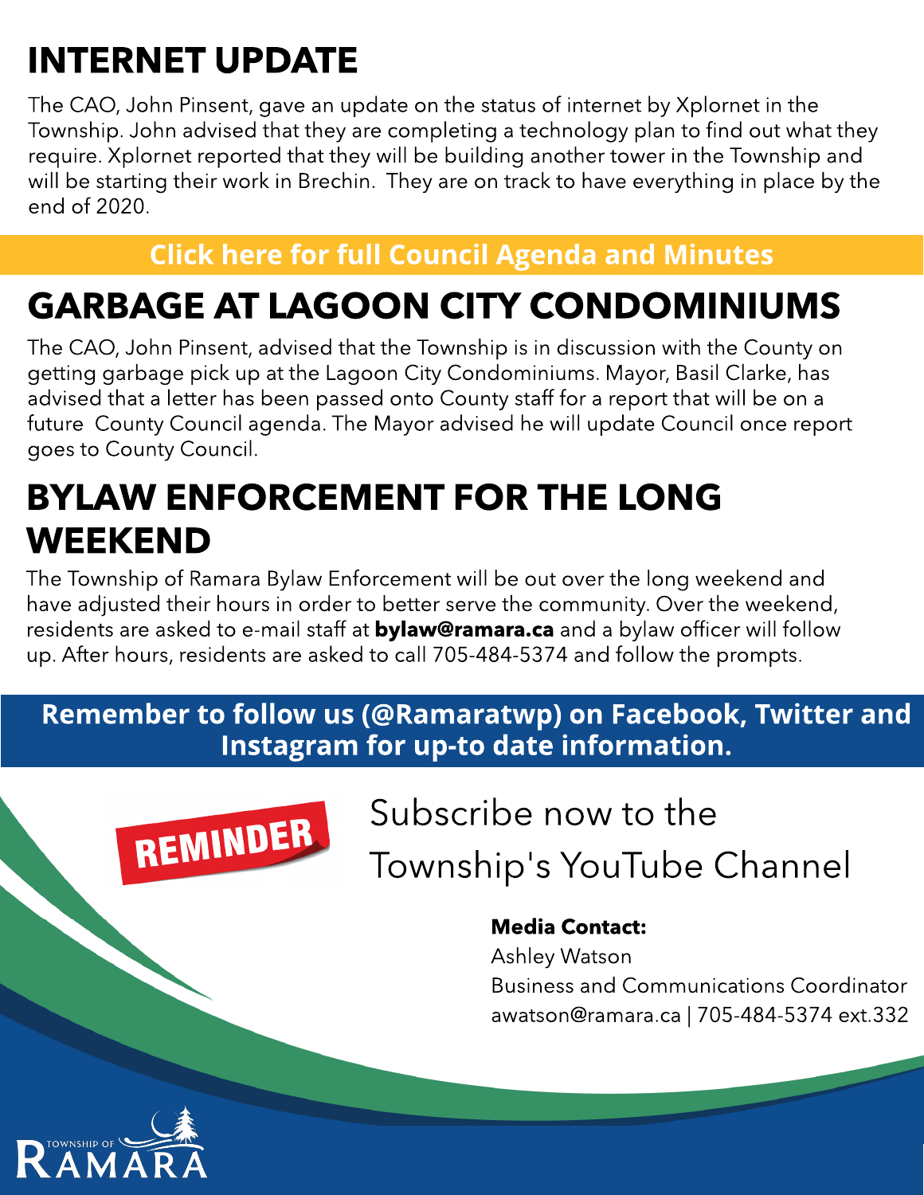# INTERNET UPDATE

The CAO, John Pinsent, gave an update on the status of internet by Xplornet in the Township. John advised that they are completing a technology plan to find out what they require. Xplornet reported that they will be building another tower in the Township and will be starting their work in Brechin. They are on track to have everything in place by the end of 2020.

**Click here for full Council Agenda and Minutes**

# GARBAGE AT LAGOON CITY CONDOMINIUMS

The CAO, John Pinsent, advised that the Township is in discussion with the County on getting garbage pick up at the Lagoon City Condominiums. Mayor, Basil Clarke, has advised that a letter has been passed onto County staff for a report that will be on a future County Council agenda. The Mayor advised he will update Council once report goes to County Council.

# BYLAW ENFORCEMENT FOR THE LONG WEEKEND

The Township of Ramara Bylaw Enforcement will be out over the long weekend and have adjusted their hours in order to better serve the community. Over the weekend, residents are asked to e-mail staff at **bylaw@ramara.ca** and a bylaw officer will follow up. After hours, residents are asked to call 705-484-5374 and follow the prompts.

**Remember to follow us (@Ramaratwp) on Facebook, Twitter and Instagram for up-to date information.**

REMINDER

Subscribe now to the Township's YouTube Channel

**Media Contact:**
Ashley Watson
Business and Communications Coordinator
awatson@ramara.ca | 705-484-5374 ext.332

TOWNSHIP OF RAMARA